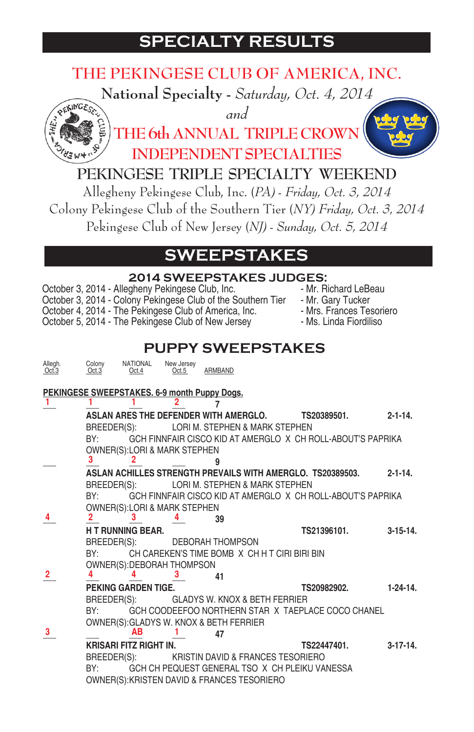# SPECIALTY RESULTS

## THE PEKINGESE CLUB OF AMERICA, INC.

**National Specialty** - *Saturday, Oct. 4, 2014*

*and*

## THE 6th ANNUAL TRIPLE CROWN INDEPENDENT SPECIALTIES

## PEKINGESE TRIPLE SPECIALTY WEEKEND

Allegheny Pekingese Club, Inc. (*PA*) - *Friday, Oct. 3, 2014*
Colony Pekingese Club of the Southern Tier (*NY*) *Friday, Oct. 3, 2014*
Pekingese Club of New Jersey (*NJ*) - *Sunday, Oct. 5, 2014*

# SWEEPSTAKES

### 2014 SWEEPSTAKES JUDGES:

October 3, 2014 - Allegheny Pekingese Club, Inc. - Mr. Richard LeBeau
October 3, 2014 - Colony Pekingese Club of the Southern Tier - Mr. Gary Tucker
October 4, 2014 - The Pekingese Club of America, Inc. - Mrs. Frances Tesoriero
October 5, 2014 - The Pekingese Club of New Jersey - Ms. Linda Fiordiliso

## PUPPY SWEEPSTAKES

| Allegh. Oct.3 | Colony Oct.3 | NATIONAL Oct.4 | New Jersey Oct.5 | ARMBAND |
|---|---|---|---|---|

**PEKINGESE SWEEPSTAKES. 6-9 month Puppy Dogs.**

| Allegh. | Colony | NATIONAL | New Jersey | ARMBAND |
|---|---|---|---|---|
| 1 | 1 | 1 | 2 | 7 |

**ASLAN ARES THE DEFENDER WITH AMERGLO.** **TS20389501.** **2-1-14.**
BREEDER(S): LORI M. STEPHEN & MARK STEPHEN
BY: GCH FINNFAIR CISCO KID AT AMERGLO X CH ROLL-ABOUT'S PAPRIKA
OWNER(S):LORI & MARK STEPHEN

| Allegh. | Colony | NATIONAL | New Jersey | ARMBAND |
|---|---|---|---|---|
| | 3 | 2 | | 9 |

**ASLAN ACHILLES STRENGTH PREVAILS WITH AMERGLO.** **TS20389503.** **2-1-14.**
BREEDER(S): LORI M. STEPHEN & MARK STEPHEN
BY: GCH FINNFAIR CISCO KID AT AMERGLO X CH ROLL-ABOUT'S PAPRIKA
OWNER(S):LORI & MARK STEPHEN

| Allegh. | Colony | NATIONAL | New Jersey | ARMBAND |
|---|---|---|---|---|
| 4 | 2 | 3 | 4 | 39 |

**H T RUNNING BEAR.** **TS21396101.** **3-15-14.**
BREEDER(S): DEBORAH THOMPSON
BY: CH CAREKEN'S TIME BOMB X CH H T CIRI BIRI BIN
OWNER(S):DEBORAH THOMPSON

| Allegh. | Colony | NATIONAL | New Jersey | ARMBAND |
|---|---|---|---|---|
| 2 | 4 | 4 | 3 | 41 |

**PEKING GARDEN TIGE.** **TS20982902.** **1-24-14.**
BREEDER(S): GLADYS W. KNOX & BETH FERRIER
BY: GCH COODEEFOO NORTHERN STAR X TAEPLACE COCO CHANEL
OWNER(S):GLADYS W. KNOX & BETH FERRIER

| Allegh. | Colony | NATIONAL | New Jersey | ARMBAND |
|---|---|---|---|---|
| 3 | | AB | 1 | 47 |

**KRISARI FITZ RIGHT IN.** **TS22447401.** **3-17-14.**
BREEDER(S): KRISTIN DAVID & FRANCES TESORIERO
BY: GCH CH PEQUEST GENERAL TSO X CH PLEIKU VANESSA
OWNER(S):KRISTEN DAVID & FRANCES TESORIERO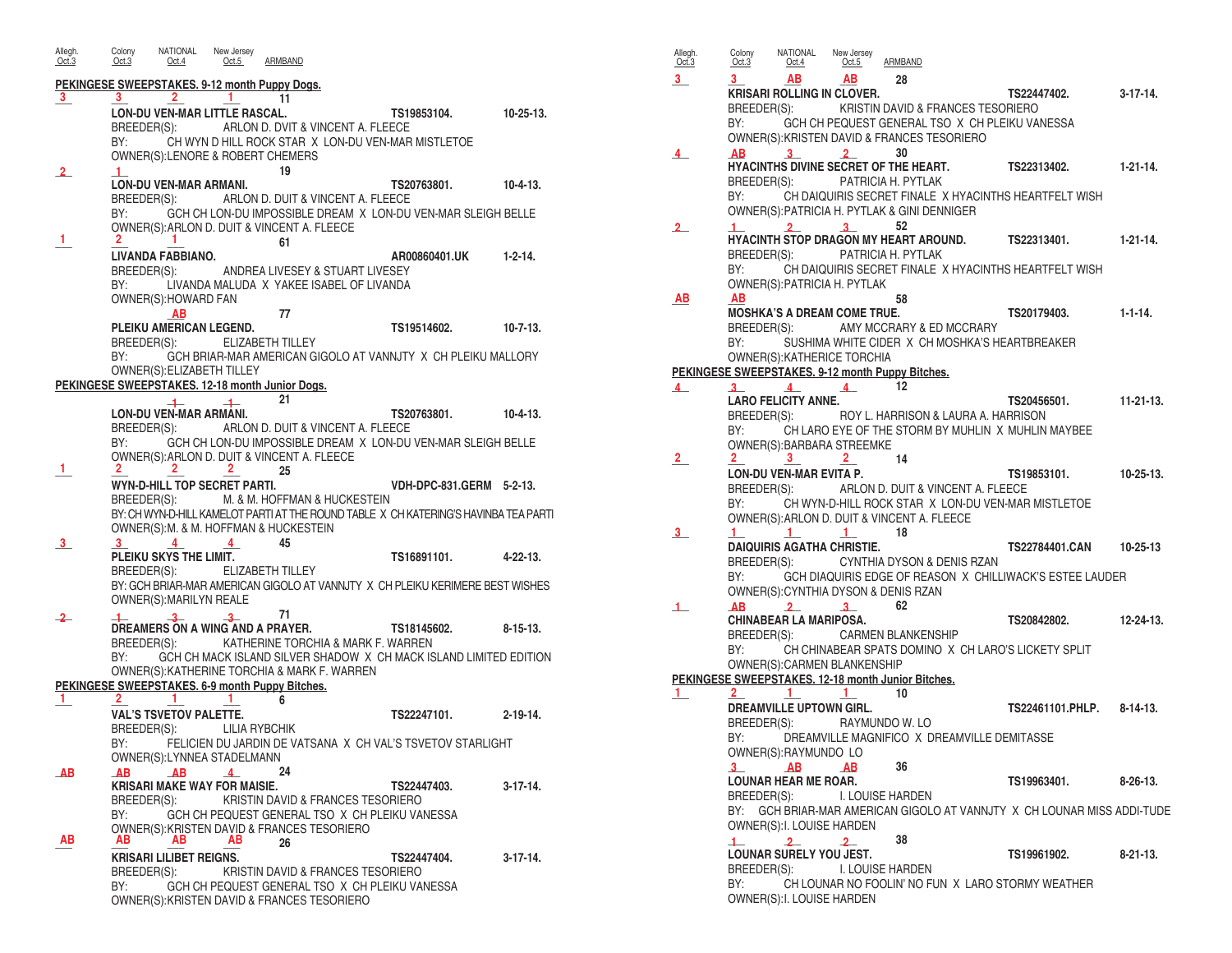| Allegh. Oct.3 | Colony Oct.3 | NATIONAL Oct.4 | New Jersey Oct.5 | ARMBAND |
|---|---|---|---|---|

**PEKINGESE SWEEPSTAKES. 9-12 month Puppy Dogs.**

| Allegh. | Colony | NATIONAL | New Jersey | ARMBAND |
|---|---|---|---|---|
| 3 | 3 | 2 | 1 | 11 |

LON-DU VEN-MAR LITTLE RASCAL. TS19853104. 10-25-13.
BREEDER(S): ARLON D. DVIT & VINCENT A. FLEECE
BY: CH WYN D HILL ROCK STAR X LON-DU VEN-MAR MISTLETOE
OWNER(S): LENORE & ROBERT CHEMERS

| Allegh. | Colony | NATIONAL | New Jersey | ARMBAND |
|---|---|---|---|---|
| 2 | 1 | | | 19 |

LON-DU VEN-MAR ARMANI. TS20763801. 10-4-13.
BREEDER(S): ARLON D. DUIT & VINCENT A. FLEECE
BY: GCH CH LON-DU IMPOSSIBLE DREAM X LON-DU VEN-MAR SLEIGH BELLE
OWNER(S): ARLON D. DUIT & VINCENT A. FLEECE

| Allegh. | Colony | NATIONAL | New Jersey | ARMBAND |
|---|---|---|---|---|
| 1 | 2 | 1 | | 61 |

LIVANDA FABBIANO. AR00860401.UK 1-2-14.
BREEDER(S): ANDREA LIVESEY & STUART LIVESEY
BY: LIVANDA MALUDA X YAKEE ISABEL OF LIVANDA
OWNER(S): HOWARD FAN

| Allegh. | Colony | NATIONAL | New Jersey | ARMBAND |
|---|---|---|---|---|
| | | AB | | 77 |

PLEIKU AMERICAN LEGEND. TS19514602. 10-7-13.
BREEDER(S): ELIZABETH TILLEY
BY: GCH BRIAR-MAR AMERICAN GIGOLO AT VANNJTY X CH PLEIKU MALLORY
OWNER(S): ELIZABETH TILLEY

**PEKINGESE SWEEPSTAKES. 12-18 month Junior Dogs.**

| Allegh. | Colony | NATIONAL | New Jersey | ARMBAND |
|---|---|---|---|---|
| | | ~~1~~ | ~~1~~ | 21 |

LON-DU VEN-MAR ARMANI. TS20763801. 10-4-13.
BREEDER(S): ARLON D. DUIT & VINCENT A. FLEECE
BY: GCH CH LON-DU IMPOSSIBLE DREAM X LON-DU VEN-MAR SLEIGH BELLE
OWNER(S): ARLON D. DUIT & VINCENT A. FLEECE

| Allegh. | Colony | NATIONAL | New Jersey | ARMBAND |
|---|---|---|---|---|
| 1 | 2 | 2 | 2 | 25 |

WYN-D-HILL TOP SECRET PARTI. VDH-DPC-831.GERM 5-2-13.
BREEDER(S): M. & M. HOFFMAN & HUCKESTEIN
BY: CH WYN-D-HILL KAMELOT PARTI AT THE ROUND TABLE X CH KATERING'S HAVINBA TEA PARTI
OWNER(S): M. & M. HOFFMAN & HUCKESTEIN

| Allegh. | Colony | NATIONAL | New Jersey | ARMBAND |
|---|---|---|---|---|
| 3 | 3 | 4 | 4 | 45 |

PLEIKU SKYS THE LIMIT. TS16891101. 4-22-13.
BREEDER(S): ELIZABETH TILLEY
BY: GCH BRIAR-MAR AMERICAN GIGOLO AT VANNJTY X CH PLEIKU KERIMERE BEST WISHES
OWNER(S): MARILYN REALE

| Allegh. | Colony | NATIONAL | New Jersey | ARMBAND |
|---|---|---|---|---|
| ~~2~~ | ~~1~~ | ~~3~~ | ~~3~~ | 71 |

DREAMERS ON A WING AND A PRAYER. TS18145602. 8-15-13.
BREEDER(S): KATHERINE TORCHIA & MARK F. WARREN
BY: GCH CH MACK ISLAND SILVER SHADOW X CH MACK ISLAND LIMITED EDITION
OWNER(S): KATHERINE TORCHIA & MARK F. WARREN

**PEKINGESE SWEEPSTAKES. 6-9 month Puppy Bitches.**

| Allegh. | Colony | NATIONAL | New Jersey | ARMBAND |
|---|---|---|---|---|
| 1 | 2 | 1 | 1 | 6 |

VAL'S TSVETOV PALETTE. TS22247101. 2-19-14.
BREEDER(S): LILIA RYBCHIK
BY: FELICIEN DU JARDIN DE VATSANA X CH VAL'S TSVETOV STARLIGHT
OWNER(S): LYNNEA STADELMANN

| Allegh. | Colony | NATIONAL | New Jersey | ARMBAND |
|---|---|---|---|---|
| AB | AB | AB | 4 | 24 |

KRISARI MAKE WAY FOR MAISIE. TS22447403. 3-17-14.
BREEDER(S): KRISTIN DAVID & FRANCES TESORIERO
BY: GCH CH PEQUEST GENERAL TSO X CH PLEIKU VANESSA
OWNER(S): KRISTEN DAVID & FRANCES TESORIERO

| Allegh. | Colony | NATIONAL | New Jersey | ARMBAND |
|---|---|---|---|---|
| AB | AB | AB | AB | 26 |

KRISARI LILIBET REIGNS. TS22447404. 3-17-14.
BREEDER(S): KRISTIN DAVID & FRANCES TESORIERO
BY: GCH CH PEQUEST GENERAL TSO X CH PLEIKU VANESSA
OWNER(S): KRISTEN DAVID & FRANCES TESORIERO

| Allegh. | Colony | NATIONAL | New Jersey | ARMBAND |
|---|---|---|---|---|
| 3 | 3 | AB | AB | 28 |

KRISARI ROLLING IN CLOVER. TS22447402. 3-17-14.
BREEDER(S): KRISTIN DAVID & FRANCES TESORIERO
BY: GCH CH PEQUEST GENERAL TSO X CH PLEIKU VANESSA
OWNER(S): KRISTEN DAVID & FRANCES TESORIERO

| Allegh. | Colony | NATIONAL | New Jersey | ARMBAND |
|---|---|---|---|---|
| 4 | AB | 3 | 2 | 30 |

HYACINTHS DIVINE SECRET OF THE HEART. TS22313402. 1-21-14.
BREEDER(S): PATRICIA H. PYTLAK
BY: CH DAIQUIRIS SECRET FINALE X HYACINTHS HEARTFELT WISH
OWNER(S): PATRICIA H. PYTLAK & GINI DENNIGER

| Allegh. | Colony | NATIONAL | New Jersey | ARMBAND |
|---|---|---|---|---|
| 2 | 1 | 2 | 3 | 52 |

HYACINTH STOP DRAGON MY HEART AROUND. TS22313401. 1-21-14.
BREEDER(S): PATRICIA H. PYTLAK
BY: CH DAIQUIRIS SECRET FINALE X HYACINTHS HEARTFELT WISH
OWNER(S): PATRICIA H. PYTLAK

| Allegh. | Colony | NATIONAL | New Jersey | ARMBAND |
|---|---|---|---|---|
| AB | AB | | | 58 |

MOSHKA'S A DREAM COME TRUE. TS20179403. 1-1-14.
BREEDER(S): AMY MCCRARY & ED MCCRARY
BY: SUSHIMA WHITE CIDER X CH MOSHKA'S HEARTBREAKER
OWNER(S): KATHERICE TORCHIA

**PEKINGESE SWEEPSTAKES. 9-12 month Puppy Bitches.**

| Allegh. | Colony | NATIONAL | New Jersey | ARMBAND |
|---|---|---|---|---|
| 4 | 3 | 4 | 4 | 12 |

LARO FELICITY ANNE. TS20456501. 11-21-13.
BREEDER(S): ROY L. HARRISON & LAURA A. HARRISON
BY: CH LARO EYE OF THE STORM BY MUHLIN X MUHLIN MAYBEE
OWNER(S): BARBARA STREEMKE

| Allegh. | Colony | NATIONAL | New Jersey | ARMBAND |
|---|---|---|---|---|
| 2 | 2 | 3 | 2 | 14 |

LON-DU VEN-MAR EVITA P. TS19853101. 10-25-13.
BREEDER(S): ARLON D. DUIT & VINCENT A. FLEECE
BY: CH WYN-D-HILL ROCK STAR X LON-DU VEN-MAR MISTLETOE
OWNER(S): ARLON D. DUIT & VINCENT A. FLEECE

| Allegh. | Colony | NATIONAL | New Jersey | ARMBAND |
|---|---|---|---|---|
| 3 | 1 | 1 | 1 | 18 |

DAIQUIRIS AGATHA CHRISTIE. TS22784401.CAN 10-25-13
BREEDER(S): CYNTHIA DYSON & DENIS RZAN
BY: GCH DIAQUIRIS EDGE OF REASON X CHILLIWACK'S ESTEE LAUDER
OWNER(S): CYNTHIA DYSON & DENIS RZAN

| Allegh. | Colony | NATIONAL | New Jersey | ARMBAND |
|---|---|---|---|---|
| 1 | AB | 2 | 3 | 62 |

CHINABEAR LA MARIPOSA. TS20842802. 12-24-13.
BREEDER(S): CARMEN BLANKENSHIP
BY: CH CHINABEAR SPATS DOMINO X CH LARO'S LICKETY SPLIT
OWNER(S): CARMEN BLANKENSHIP

**PEKINGESE SWEEPSTAKES. 12-18 month Junior Bitches.**

| Allegh. | Colony | NATIONAL | New Jersey | ARMBAND |
|---|---|---|---|---|
| 1 | 2 | 1 | 1 | 10 |

DREAMVILLE UPTOWN GIRL. TS22461101.PHLP. 8-14-13.
BREEDER(S): RAYMUNDO W. LO
BY: DREAMVILLE MAGNIFICO X DREAMVILLE DEMITASSE
OWNER(S): RAYMUNDO LO

| Allegh. | Colony | NATIONAL | New Jersey | ARMBAND |
|---|---|---|---|---|
| | 3 | AB | AB | 36 |

LOUNAR HEAR ME ROAR. TS19963401. 8-26-13.
BREEDER(S): I. LOUISE HARDEN
BY: GCH BRIAR-MAR AMERICAN GIGOLO AT VANNJTY X CH LOUNAR MISS ADDI-TUDE
OWNER(S): I. LOUISE HARDEN

| Allegh. | Colony | NATIONAL | New Jersey | ARMBAND |
|---|---|---|---|---|
| | ~~1~~ | ~~2~~ | ~~2~~ | 38 |

LOUNAR SURELY YOU JEST. TS19961902. 8-21-13.
BREEDER(S): I. LOUISE HARDEN
BY: CH LOUNAR NO FOOLIN' NO FUN X LARO STORMY WEATHER
OWNER(S): I. LOUISE HARDEN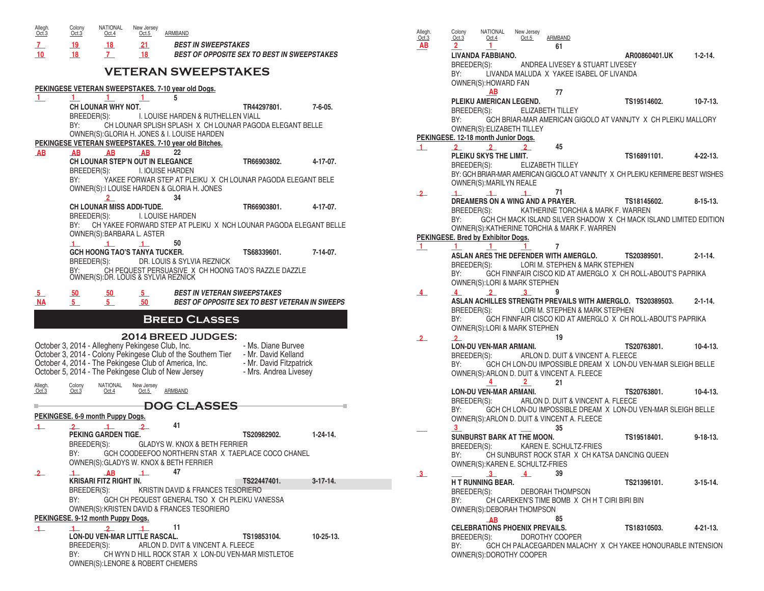| Allegh. Oct.3 | Colony Oct.3 | NATIONAL Oct.4 | New Jersey Oct.5 | ARMBAND | |
|---|---|---|---|---|---|
| 7 | 19 | 18 | 21 | | ***BEST IN SWEEPSTAKES*** |
| 10 | 18 | 7 | 18 | | ***BEST OF OPPOSITE SEX TO BEST IN SWEEPSTAKES*** |

# VETERAN SWEEPSTAKES

**PEKINGESE VETERAN SWEEPSTAKES. 7-10 year old Dogs.**

1 1 1 1 **5**
**CH LOUNAR WHY NOT.** TR44297801. 7-6-05.
BREEDER(S): I. LOUISE HARDEN & RUTHELLEN VIALL
BY: CH LOUNAR SPLISH SPLASH X CH LOUNAR PAGODA ELEGANT BELLE
OWNER(S):GLORIA H. JONES & I. LOUISE HARDEN

**PEKINGESE VETERAN SWEEPSTAKES. 7-10 year old Bitches.**

AB AB AB AB **22**
**CH LOUNAR STEP'N OUT IN ELEGANCE** TR66903802. 4-17-07.
BREEDER(S): I. IOUISE HARDEN
BY: YAKEE FORWAR STEP AT PLEIKU X CH LOUNAR PAGODA ELEGANT BELE
OWNER(S):I LOUISE HARDEN & GLORIA H. JONES

2 **34**
**CH LOUNAR MISS ADDI-TUDE.** TR66903801. 4-17-07.
BREEDER(S): I. LOUISE HARDEN
BY: CH YAKEE FORWARD STEP AT PLEIKU X NCH LOUNAR PAGODA ELEGANT BELLE
OWNER(S):BARBARA L. ASTER

1 1 1 **50**
**GCH HOONG TAO'S TANYA TUCKER.** TS68339601. 7-14-07.
BREEDER(S): DR. LOUIS & SYLVIA REZNICK
BY: CH PEQUEST PERSUASIVE X CH HOONG TAO'S RAZZLE DAZZLE
OWNER(S):DR. LOUIS & SYLVIA REZNICK

| Allegh. | Colony | NATIONAL | New Jersey | |
|---|---|---|---|---|
| 5 | 50 | 50 | 5 | ***BEST IN VETERAN SWEEPSTAKES*** |
| NA | 5 | 5 | 50 | ***BEST OF OPPOSITE SEX TO BEST VETERAN IN SWEEPS*** |

# Breed Classes

## 2014 BREED JUDGES:

October 3, 2014 - Allegheny Pekingese Club, Inc. - Ms. Diane Burvee
October 3, 2014 - Colony Pekingese Club of the Southern Tier - Mr. David Kelland
October 4, 2014 - The Pekingese Club of America, Inc. - Mr. David Fitzpatrick
October 5, 2014 - The Pekingese Club of New Jersey - Mrs. Andrea Livesey

Allegh. Oct.3 | Colony Oct.3 | NATIONAL Oct.4 | New Jersey Oct.5 | ARMBAND

# DOG CLASSES

**PEKINGESE. 6-9 month Puppy Dogs.**

1 2 1 2 **41**
**PEKING GARDEN TIGE.** TS20982902. 1-24-14.
BREEDER(S): GLADYS W. KNOX & BETH FERRIER
BY: GCH COODEEFOO NORTHERN STAR X TAEPLACE COCO CHANEL
OWNER(S):GLADYS W. KNOX & BETH FERRIER

2 1 AB 1 **47**
**KRISARI FITZ RIGHT IN.** TS22447401. 3-17-14.
BREEDER(S): KRISTIN DAVID & FRANCES TESORIERO
BY: GCH CH PEQUEST GENERAL TSO X CH PLEIKU VANESSA
OWNER(S):KRISTEN DAVID & FRANCES TESORIERO

**PEKINGESE. 9-12 month Puppy Dogs.**

1 1 2 1 **11**
**LON-DU VEN-MAR LITTLE RASCAL.** TS19853104. 10-25-13.
BREEDER(S): ARLON D. DVIT & VINCENT A. FLEECE
BY: CH WYN D HILL ROCK STAR X LON-DU VEN-MAR MISTLETOE
OWNER(S):LENORE & ROBERT CHEMERS

Allegh. Oct.3 | Colony Oct.3 | NATIONAL Oct.4 | New Jersey Oct.5 | ARMBAND

AB 2 1 **61**
**LIVANDA FABBIANO.** AR00860401.UK 1-2-14.
BREEDER(S): ANDREA LIVESEY & STUART LIVESEY
BY: LIVANDA MALUDA X YAKEE ISABEL OF LIVANDA
OWNER(S):HOWARD FAN

AB **77**
**PLEIKU AMERICAN LEGEND.** TS19514602. 10-7-13.
BREEDER(S): ELIZABETH TILLEY
BY: GCH BRIAR-MAR AMERICAN GIGOLO AT VANNJTY X CH PLEIKU MALLORY
OWNER(S):ELIZABETH TILLEY

**PEKINGESE. 12-18 month Junior Dogs.**

1 2 2 2 **45**
**PLEIKU SKYS THE LIMIT.** TS16891101. 4-22-13.
BREEDER(S): ELIZABETH TILLEY
BY: GCH BRIAR-MAR AMERICAN GIGOLO AT VANNJTY X CH PLEIKU KERIMERE BEST WISHES
OWNER(S):MARILYN REALE

2 1 1 1 **71**
**DREAMERS ON A WING AND A PRAYER.** TS18145602. 8-15-13.
BREEDER(S): KATHERINE TORCHIA & MARK F. WARREN
BY: GCH CH MACK ISLAND SILVER SHADOW X CH MACK ISLAND LIMITED EDITION
OWNER(S):KATHERINE TORCHIA & MARK F. WARREN

**PEKINGESE. Bred by Exhibitor Dogs.**

1 1 1 1 **7**
**ASLAN ARES THE DEFENDER WITH AMERGLO.** TS20389501. 2-1-14.
BREEDER(S): LORI M. STEPHEN & MARK STEPHEN
BY: GCH FINNFAIR CISCO KID AT AMERGLO X CH ROLL-ABOUT'S PAPRIKA
OWNER(S):LORI & MARK STEPHEN

4 4 2 3 **9**
**ASLAN ACHILLES STRENGTH PREVAILS WITH AMERGLO.** TS20389503. 2-1-14.
BREEDER(S): LORI M. STEPHEN & MARK STEPHEN
BY: GCH FINNFAIR CISCO KID AT AMERGLO X CH ROLL-ABOUT'S PAPRIKA
OWNER(S):LORI & MARK STEPHEN

2 2 **19**
**LON-DU VEN-MAR ARMANI.** TS20763801. 10-4-13.
BREEDER(S): ARLON D. DUIT & VINCENT A. FLEECE
BY: GCH CH LON-DU IMPOSSIBLE DREAM X LON-DU VEN-MAR SLEIGH BELLE
OWNER(S):ARLON D. DUIT & VINCENT A. FLEECE

4 2 **21**
**LON-DU VEN-MAR ARMANI.** TS20763801. 10-4-13.
BREEDER(S): ARLON D. DUIT & VINCENT A. FLEECE
BY: GCH CH LON-DU IMPOSSIBLE DREAM X LON-DU VEN-MAR SLEIGH BELLE
OWNER(S):ARLON D. DUIT & VINCENT A. FLEECE

3 **35**
**SUNBURST BARK AT THE MOON.** TS19518401. 9-18-13.
BREEDER(S): KAREN E. SCHULTZ-FRIES
BY: CH SUNBURST ROCK STAR X CH KATSA DANCING QUEEN
OWNER(S):KAREN E. SCHULTZ-FRIES

3 3 4 **39**
**H T RUNNING BEAR.** TS21396101. 3-15-14.
BREEDER(S): DEBORAH THOMPSON
BY: CH CAREKEN'S TIME BOMB X CH H T CIRI BIRI BIN
OWNER(S):DEBORAH THOMPSON

AB **85**
**CELEBRATIONS PHOENIX PREVAILS.** TS18310503. 4-21-13.
BREEDER(S): DOROTHY COOPER
BY: GCH CH PALACEGARDEN MALACHY X CH YAKEE HONOURABLE INTENSION
OWNER(S):DOROTHY COOPER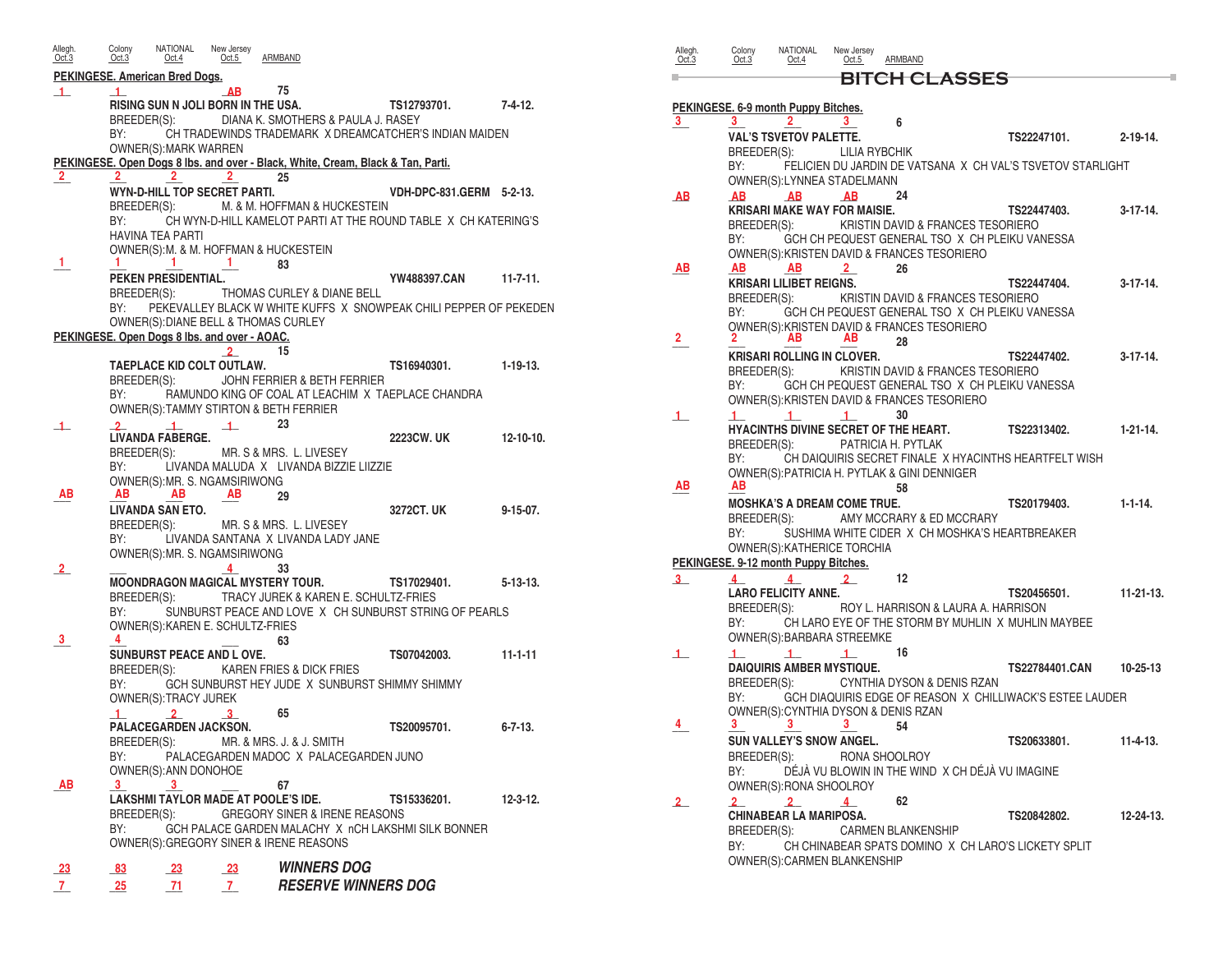| Allegh. Oct.3 | Colony Oct.3 | NATIONAL Oct.4 | New Jersey Oct.5 | ARMBAND |
|---|---|---|---|---|

**PEKINGESE. American Bred Dogs.**

| Allegh. | Colony | NATIONAL | New Jersey | ARMBAND |
|---|---|---|---|---|
| 1 | 1 | | AB | 75 |

**RISING SUN N JOLI BORN IN THE USA.** TS12793701. 7-4-12.
BREEDER(S): DIANA K. SMOTHERS & PAULA J. RASEY
BY: CH TRADEWINDS TRADEMARK X DREAMCATCHER'S INDIAN MAIDEN
OWNER(S):MARK WARREN

**PEKINGESE. Open Dogs 8 lbs. and over - Black, White, Cream, Black & Tan, Parti.**

| Allegh. | Colony | NATIONAL | New Jersey | ARMBAND |
|---|---|---|---|---|
| 2 | 2 | 2 | 2 | 25 |

**WYN-D-HILL TOP SECRET PARTI.** VDH-DPC-831.GERM 5-2-13.
BREEDER(S): M. & M. HOFFMAN & HUCKESTEIN
BY: CH WYN-D-HILL KAMELOT PARTI AT THE ROUND TABLE X CH KATERING'S HAVINA TEA PARTI
OWNER(S):M. & M. HOFFMAN & HUCKESTEIN

| Allegh. | Colony | NATIONAL | New Jersey | ARMBAND |
|---|---|---|---|---|
| 1 | 1 | 1 | 1 | 83 |

**PEKEN PRESIDENTIAL.** YW488397.CAN 11-7-11.
BREEDER(S): THOMAS CURLEY & DIANE BELL
BY: PEKEVALLEY BLACK W WHITE KUFFS X SNOWPEAK CHILI PEPPER OF PEKEDEN
OWNER(S):DIANE BELL & THOMAS CURLEY

**PEKINGESE. Open Dogs 8 lbs. and over - AOAC.**

| Allegh. | Colony | NATIONAL | New Jersey | ARMBAND |
|---|---|---|---|---|
| | | | 2 | 15 |

**TAEPLACE KID COLT OUTLAW.** TS16940301. 1-19-13.
BREEDER(S): JOHN FERRIER & BETH FERRIER
BY: RAMUNDO KING OF COAL AT LEACHIM X TAEPLACE CHANDRA
OWNER(S):TAMMY STIRTON & BETH FERRIER

| Allegh. | Colony | NATIONAL | New Jersey | ARMBAND |
|---|---|---|---|---|
| 1 | 2 | 1 | 1 | 23 |

**LIVANDA FABERGE.** 2223CW. UK 12-10-10.
BREEDER(S): MR. S & MRS. L. LIVESEY
BY: LIVANDA MALUDA X LIVANDA BIZZIE LIIZZIE
OWNER(S):MR. S. NGAMSIRIWONG

| Allegh. | Colony | NATIONAL | New Jersey | ARMBAND |
|---|---|---|---|---|
| AB | AB | AB | AB | 29 |

**LIVANDA SAN ETO.** 3272CT. UK 9-15-07.
BREEDER(S): MR. S & MRS. L. LIVESEY
BY: LIVANDA SANTANA X LIVANDA LADY JANE
OWNER(S):MR. S. NGAMSIRIWONG

| Allegh. | Colony | NATIONAL | New Jersey | ARMBAND |
|---|---|---|---|---|
| 2 | | | 4 | 33 |

**MOONDRAGON MAGICAL MYSTERY TOUR.** TS17029401. 5-13-13.
BREEDER(S): TRACY JUREK & KAREN E. SCHULTZ-FRIES
BY: SUNBURST PEACE AND LOVE X CH SUNBURST STRING OF PEARLS
OWNER(S):KAREN E. SCHULTZ-FRIES

| Allegh. | Colony | NATIONAL | New Jersey | ARMBAND |
|---|---|---|---|---|
| 3 | 4 | | | 63 |

**SUNBURST PEACE AND L OVE.** TS07042003. 11-1-11
BREEDER(S): KAREN FRIES & DICK FRIES
BY: GCH SUNBURST HEY JUDE X SUNBURST SHIMMY SHIMMY
OWNER(S):TRACY JUREK

| Allegh. | Colony | NATIONAL | New Jersey | ARMBAND |
|---|---|---|---|---|
| | 1 | 2 | 3 | 65 |

**PALACEGARDEN JACKSON.** TS20095701. 6-7-13.
BREEDER(S): MR. & MRS. J. & J. SMITH
BY: PALACEGARDEN MADOC X PALACEGARDEN JUNO
OWNER(S):ANN DONOHOE

| Allegh. | Colony | NATIONAL | New Jersey | ARMBAND |
|---|---|---|---|---|
| AB | 3 | 3 | | 67 |

**LAKSHMI TAYLOR MADE AT POOLE'S IDE.** TS15336201. 12-3-12.
BREEDER(S): GREGORY SINER & IRENE REASONS
BY: GCH PALACE GARDEN MALACHY X nCH LAKSHMI SILK BONNER
OWNER(S):GREGORY SINER & IRENE REASONS

| Allegh. | Colony | NATIONAL | New Jersey | |
|---|---|---|---|---|
| 23 | 83 | 23 | 23 | ***WINNERS DOG*** |
| 7 | 25 | 71 | 7 | ***RESERVE WINNERS DOG*** |

## BITCH CLASSES

**PEKINGESE. 6-9 month Puppy Bitches.**

| Allegh. | Colony | NATIONAL | New Jersey | ARMBAND |
|---|---|---|---|---|
| 3 | 3 | 2 | 3 | 6 |

**VAL'S TSVETOV PALETTE.** TS22247101. 2-19-14.
BREEDER(S): LILIA RYBCHIK
BY: FELICIEN DU JARDIN DE VATSANA X CH VAL'S TSVETOV STARLIGHT
OWNER(S):LYNNEA STADELMANN

| Allegh. | Colony | NATIONAL | New Jersey | ARMBAND |
|---|---|---|---|---|
| AB | AB | AB | AB | 24 |

**KRISARI MAKE WAY FOR MAISIE.** TS22447403. 3-17-14.
BREEDER(S): KRISTIN DAVID & FRANCES TESORIERO
BY: GCH CH PEQUEST GENERAL TSO X CH PLEIKU VANESSA
OWNER(S):KRISTEN DAVID & FRANCES TESORIERO

| Allegh. | Colony | NATIONAL | New Jersey | ARMBAND |
|---|---|---|---|---|
| AB | AB | AB | 2 | 26 |

**KRISARI LILIBET REIGNS.** TS22447404. 3-17-14.
BREEDER(S): KRISTIN DAVID & FRANCES TESORIERO
BY: GCH CH PEQUEST GENERAL TSO X CH PLEIKU VANESSA
OWNER(S):KRISTEN DAVID & FRANCES TESORIERO

| Allegh. | Colony | NATIONAL | New Jersey | ARMBAND |
|---|---|---|---|---|
| 2 | 2 | AB | AB | 28 |

**KRISARI ROLLING IN CLOVER.** TS22447402. 3-17-14.
BREEDER(S): KRISTIN DAVID & FRANCES TESORIERO
BY: GCH CH PEQUEST GENERAL TSO X CH PLEIKU VANESSA
OWNER(S):KRISTEN DAVID & FRANCES TESORIERO

| Allegh. | Colony | NATIONAL | New Jersey | ARMBAND |
|---|---|---|---|---|
| 1 | 1 | 1 | 1 | 30 |

**HYACINTHS DIVINE SECRET OF THE HEART.** TS22313402. 1-21-14.
BREEDER(S): PATRICIA H. PYTLAK
BY: CH DAIQUIRIS SECRET FINALE X HYACINTHS HEARTFELT WISH
OWNER(S):PATRICIA H. PYTLAK & GINI DENNIGER

| Allegh. | Colony | NATIONAL | New Jersey | ARMBAND |
|---|---|---|---|---|
| AB | AB | | | 58 |

**MOSHKA'S A DREAM COME TRUE.** TS20179403. 1-1-14.
BREEDER(S): AMY MCCRARY & ED MCCRARY
BY: SUSHIMA WHITE CIDER X CH MOSHKA'S HEARTBREAKER
OWNER(S):KATHERICE TORCHIA

**PEKINGESE. 9-12 month Puppy Bitches.**

| Allegh. | Colony | NATIONAL | New Jersey | ARMBAND |
|---|---|---|---|---|
| 3 | 4 | 4 | 2 | 12 |

**LARO FELICITY ANNE.** TS20456501. 11-21-13.
BREEDER(S): ROY L. HARRISON & LAURA A. HARRISON
BY: CH LARO EYE OF THE STORM BY MUHLIN X MUHLIN MAYBEE
OWNER(S):BARBARA STREEMKE

| Allegh. | Colony | NATIONAL | New Jersey | ARMBAND |
|---|---|---|---|---|
| 1 | 1 | 1 | 1 | 16 |

**DAIQUIRIS AMBER MYSTIQUE.** TS22784401.CAN 10-25-13
BREEDER(S): CYNTHIA DYSON & DENIS RZAN
BY: GCH DIAQUIRIS EDGE OF REASON X CHILLIWACK'S ESTEE LAUDER
OWNER(S):CYNTHIA DYSON & DENIS RZAN

| Allegh. | Colony | NATIONAL | New Jersey | ARMBAND |
|---|---|---|---|---|
| 4 | 3 | 3 | 3 | 54 |

**SUN VALLEY'S SNOW ANGEL.** TS20633801. 11-4-13.
BREEDER(S): RONA SHOOLROY
BY: DÉJÀ VU BLOWIN IN THE WIND X CH DÉJÀ VU IMAGINE
OWNER(S):RONA SHOOLROY

| Allegh. | Colony | NATIONAL | New Jersey | ARMBAND |
|---|---|---|---|---|
| 2 | 2 | 2 | 4 | 62 |

**CHINABEAR LA MARIPOSA.** TS20842802. 12-24-13.
BREEDER(S): CARMEN BLANKENSHIP
BY: CH CHINABEAR SPATS DOMINO X CH LARO'S LICKETY SPLIT
OWNER(S):CARMEN BLANKENSHIP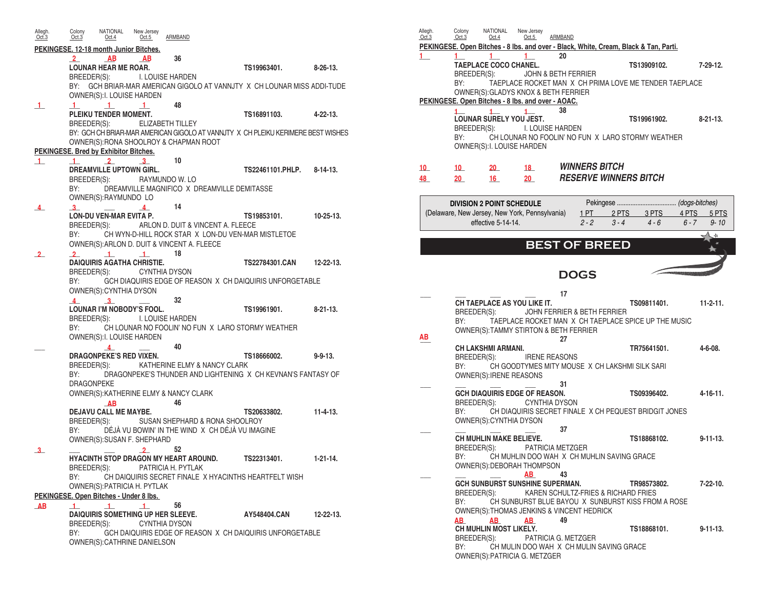Allegh. Oct.3 | Colony Oct.3 | NATIONAL Oct.4 | New Jersey Oct.5 | ARMBAND

**PEKINGESE. 12-18 month Junior Bitches.**

| Allegh. Oct.3 | Colony Oct.3 | NATIONAL Oct.4 | New Jersey Oct.5 | ARMBAND |
|---|---|---|---|---|
| | 2 | AB | AB | 36 |

**LOUNAR HEAR ME ROAR.** TS19963401. 8-26-13.
BREEDER(S): I. LOUISE HARDEN
BY: GCH BRIAR-MAR AMERICAN GIGOLO AT VANNJTY X CH LOUNAR MISS ADDI-TUDE
OWNER(S):I. LOUISE HARDEN

| Allegh. Oct.3 | Colony Oct.3 | NATIONAL Oct.4 | New Jersey Oct.5 | ARMBAND |
|---|---|---|---|---|
| 1 | 1 | 1 | 1 | 48 |

**PLEIKU TENDER MOMENT.** TS16891103. 4-22-13.
BREEDER(S): ELIZABETH TILLEY
BY: GCH CH BRIAR-MAR AMERICAN GIGOLO AT VANNJTY X CH PLEIKU KERIMERE BEST WISHES
OWNER(S):RONA SHOOLROY & CHAPMAN ROOT

**PEKINGESE. Bred by Exhibitor Bitches.**

| Allegh. Oct.3 | Colony Oct.3 | NATIONAL Oct.4 | New Jersey Oct.5 | ARMBAND |
|---|---|---|---|---|
| 1 | 1 | 2 | 3 | 10 |

**DREAMVILLE UPTOWN GIRL.** TS22461101.PHLP. 8-14-13.
BREEDER(S): RAYMUNDO W. LO
BY: DREAMVILLE MAGNIFICO X DREAMVILLE DEMITASSE
OWNER(S):RAYMUNDO LO

| Allegh. Oct.3 | Colony Oct.3 | NATIONAL Oct.4 | New Jersey Oct.5 | ARMBAND |
|---|---|---|---|---|
| 4 | 3 | | 4 | 14 |

**LON-DU VEN-MAR EVITA P.** TS19853101. 10-25-13.
BREEDER(S): ARLON D. DUIT & VINCENT A. FLEECE
BY: CH WYN-D-HILL ROCK STAR X LON-DU VEN-MAR MISTLETOE
OWNER(S):ARLON D. DUIT & VINCENT A. FLEECE

| Allegh. Oct.3 | Colony Oct.3 | NATIONAL Oct.4 | New Jersey Oct.5 | ARMBAND |
|---|---|---|---|---|
| 2 | 2 | 1 | 1 | 18 |

**DAIQUIRIS AGATHA CHRISTIE.** TS22784301.CAN 12-22-13.
BREEDER(S): CYNTHIA DYSON
BY: GCH DIAQUIRIS EDGE OF REASON X CH DAIQUIRIS UNFORGETABLE
OWNER(S):CYNTHIA DYSON

| Allegh. Oct.3 | Colony Oct.3 | NATIONAL Oct.4 | New Jersey Oct.5 | ARMBAND |
|---|---|---|---|---|
| | 4 | 3 | | 32 |

**LOUNAR I'M NOBODY'S FOOL.** TS19961901. 8-21-13.
BREEDER(S): I. LOUISE HARDEN
BY: CH LOUNAR NO FOOLIN' NO FUN X LARO STORMY WEATHER
OWNER(S):I. LOUISE HARDEN

| Allegh. Oct.3 | Colony Oct.3 | NATIONAL Oct.4 | New Jersey Oct.5 | ARMBAND |
|---|---|---|---|---|
| | | 4 | | 40 |

**DRAGONPEKE'S RED VIXEN.** TS18666002. 9-9-13.
BREEDER(S): KATHERINE ELMY & NANCY CLARK
BY: DRAGONPEKE'S THUNDER AND LIGHTENING X CH KEVNAN'S FANTASY OF DRAGONPEKE
OWNER(S):KATHERINE ELMY & NANCY CLARK

| Allegh. Oct.3 | Colony Oct.3 | NATIONAL Oct.4 | New Jersey Oct.5 | ARMBAND |
|---|---|---|---|---|
| | | AB | | 46 |

**DEJAVU CALL ME MAYBE.** TS20633802. 11-4-13.
BREEDER(S): SUSAN SHEPHARD & RONA SHOOLROY
BY: DÉJÀ VU BOWIN' IN THE WIND X CH DÉJÀ VU IMAGINE
OWNER(S):SUSAN F. SHEPHARD

| Allegh. Oct.3 | Colony Oct.3 | NATIONAL Oct.4 | New Jersey Oct.5 | ARMBAND |
|---|---|---|---|---|
| 3 | | | 2 | 52 |

**HYACINTH STOP DRAGON MY HEART AROUND.** TS22313401. 1-21-14.
BREEDER(S): PATRICIA H. PYTLAK
BY: CH DAIQUIRIS SECRET FINALE X HYACINTHS HEARTFELT WISH
OWNER(S):PATRICIA H. PYTLAK

**PEKINGESE. Open Bitches - Under 8 lbs.**

| Allegh. Oct.3 | Colony Oct.3 | NATIONAL Oct.4 | New Jersey Oct.5 | ARMBAND |
|---|---|---|---|---|
| AB | 1 | 1 | 1 | 56 |

**DAIQUIRIS SOMETHING UP HER SLEEVE.** AY548404.CAN 12-22-13.
BREEDER(S): CYNTHIA DYSON
BY: GCH DAIQUIRIS EDGE OF REASON X CH DAIQUIRIS UNFORGETABLE
OWNER(S):CATHRINE DANIELSON

**PEKINGESE. Open Bitches - 8 lbs. and over - Black, White, Cream, Black & Tan, Parti.**

| Allegh. Oct.3 | Colony Oct.3 | NATIONAL Oct.4 | New Jersey Oct.5 | ARMBAND |
|---|---|---|---|---|
| 1 | 1 | 1 | 1 | 20 |

**TAEPLACE COCO CHANEL.** TS13909102. 7-29-12.
BREEDER(S): JOHN & BETH FERRIER
BY: TAEPLACE ROCKET MAN X CH PRIMA LOVE ME TENDER TAEPLACE
OWNER(S):GLADYS KNOX & BETH FERRIER

**PEKINGESE. Open Bitches - 8 lbs. and over - AOAC.**

| Allegh. Oct.3 | Colony Oct.3 | NATIONAL Oct.4 | New Jersey Oct.5 | ARMBAND |
|---|---|---|---|---|
| | 1 | 1 | 1 | 38 |

**LOUNAR SURELY YOU JEST.** TS19961902. 8-21-13.
BREEDER(S): I. LOUISE HARDEN
BY: CH LOUNAR NO FOOLIN' NO FUN X LARO STORMY WEATHER
OWNER(S):I. LOUISE HARDEN

| Allegh. Oct.3 | Colony Oct.3 | NATIONAL Oct.4 | New Jersey Oct.5 | |
|---|---|---|---|---|
| 10 | 10 | 20 | 18 | ***WINNERS BITCH*** |
| 48 | 20 | 16 | 20 | ***RESERVE WINNERS BITCH*** |

| DIVISION 2 POINT SCHEDULE | Pekingese ........ *(dogs-bitches)* | | | | |
|---|---|---|---|---|---|
| (Delaware, New Jersey, New York, Pennsylvania) | 1 PT | 2 PTS | 3 PTS | 4 PTS | 5 PTS |
| effective 5-14-14. | *2 - 2* | *3 - 4* | *4 - 6* | *6 - 7* | *9- 10* |

# BEST OF BREED

## DOGS

| Allegh. Oct.3 | Colony Oct.3 | NATIONAL Oct.4 | New Jersey Oct.5 | ARMBAND |
|---|---|---|---|---|
| | | | | 17 |

**CH TAEPLACE AS YOU LIKE IT.** TS09811401. 11-2-11.
BREEDER(S): JOHN FERRIER & BETH FERRIER
BY: TAEPLACE ROCKET MAN X CH TAEPLACE SPICE UP THE MUSIC
OWNER(S):TAMMY STIRTON & BETH FERRIER

| Allegh. Oct.3 | Colony Oct.3 | NATIONAL Oct.4 | New Jersey Oct.5 | ARMBAND |
|---|---|---|---|---|
| AB | | | | 27 |

**CH LAKSHMI ARMANI.** TR75641501. 4-6-08.
BREEDER(S): IRENE REASONS
BY: CH GOODTYMES MITY MOUSE X CH LAKSHMI SILK SARI
OWNER(S):IRENE REASONS

| Allegh. Oct.3 | Colony Oct.3 | NATIONAL Oct.4 | New Jersey Oct.5 | ARMBAND |
|---|---|---|---|---|
| | | | | 31 |

**GCH DIAQUIRIS EDGE OF REASON.** TS09396402. 4-16-11.
BREEDER(S): CYNTHIA DYSON
BY: CH DIAQUIRIS SECRET FINALE X CH PEQUEST BRIDGIT JONES
OWNER(S):CYNTHIA DYSON

| Allegh. Oct.3 | Colony Oct.3 | NATIONAL Oct.4 | New Jersey Oct.5 | ARMBAND |
|---|---|---|---|---|
| | | | | 37 |

**CH MUHLIN MAKE BELIEVE.** TS18868102. 9-11-13.
BREEDER(S): PATRICIA METZGER
BY: CH MUHLIN DOO WAH X CH MUHLIN SAVING GRACE
OWNER(S):DEBORAH THOMPSON

| Allegh. Oct.3 | Colony Oct.3 | NATIONAL Oct.4 | New Jersey Oct.5 | ARMBAND |
|---|---|---|---|---|
| | | | AB | 43 |

**GCH SUNBURST SUNSHINE SUPERMAN.** TR98573802. 7-22-10.
BREEDER(S): KAREN SCHULTZ-FRIES & RICHARD FRIES
BY: CH SUNBURST BLUE BAYOU X SUNBURST KISS FROM A ROSE
OWNER(S):THOMAS JENKINS & VINCENT HEDRICK

| Allegh. Oct.3 | Colony Oct.3 | NATIONAL Oct.4 | New Jersey Oct.5 | ARMBAND |
|---|---|---|---|---|
| | AB | AB | AB | 49 |

**CH MUHLIN MOST LIKELY.** TS18868101. 9-11-13.
BREEDER(S): PATRICIA G. METZGER
BY: CH MULIN DOO WAH X CH MULIN SAVING GRACE
OWNER(S):PATRICIA G. METZGER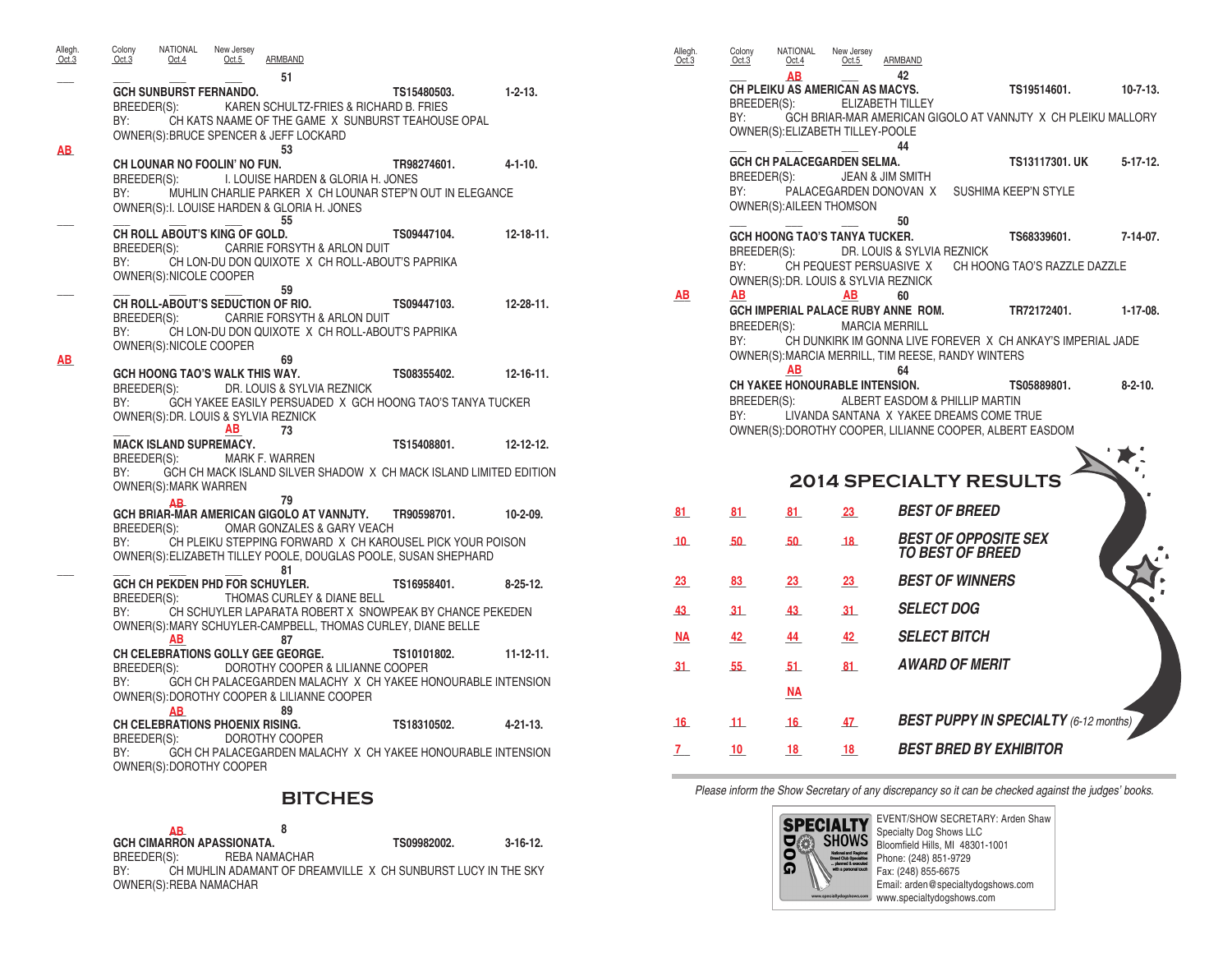| Allegh. Oct.3 | Colony Oct.3 | NATIONAL Oct.4 | New Jersey Oct.5 | ARMBAND |
|---|---|---|---|---|
| ___ | ___ | ___ | ___ | 51 |

**GCH SUNBURST FERNANDO.** TS15480503. 1-2-13.
BREEDER(S): KAREN SCHULTZ-FRIES & RICHARD B. FRIES
BY: CH KATS NAAME OF THE GAME X SUNBURST TEAHOUSE OPAL
OWNER(S):BRUCE SPENCER & JEFF LOCKARD

AB — 53
**CH LOUNAR NO FOOLIN' NO FUN.** TR98274601. 4-1-10.
BREEDER(S): I. LOUISE HARDEN & GLORIA H. JONES
BY: MUHLIN CHARLIE PARKER X CH LOUNAR STEP'N OUT IN ELEGANCE
OWNER(S):I. LOUISE HARDEN & GLORIA H. JONES

___ ___ ___ ___ 55
**CH ROLL ABOUT'S KING OF GOLD.** TS09447104. 12-18-11.
BREEDER(S): CARRIE FORSYTH & ARLON DUIT
BY: CH LON-DU DON QUIXOTE X CH ROLL-ABOUT'S PAPRIKA
OWNER(S):NICOLE COOPER

___ ___ ___ ___ 59
**CH ROLL-ABOUT'S SEDUCTION OF RIO.** TS09447103. 12-28-11.
BREEDER(S): CARRIE FORSYTH & ARLON DUIT
BY: CH LON-DU DON QUIXOTE X CH ROLL-ABOUT'S PAPRIKA
OWNER(S):NICOLE COOPER

AB — 69
**GCH HOONG TAO'S WALK THIS WAY.** TS08355402. 12-16-11.
BREEDER(S): DR. LOUIS & SYLVIA REZNICK
BY: GCH YAKEE EASILY PERSUADED X GCH HOONG TAO'S TANYA TUCKER
OWNER(S):DR. LOUIS & SYLVIA REZNICK

___ AB 73
**MACK ISLAND SUPREMACY.** TS15408801. 12-12-12.
BREEDER(S): MARK F. WARREN
BY: GCH CH MACK ISLAND SILVER SHADOW X CH MACK ISLAND LIMITED EDITION
OWNER(S):MARK WARREN

AB 79
**GCH BRIAR-MAR AMERICAN GIGOLO AT VANNJTY.** TR90598701. 10-2-09.
BREEDER(S): OMAR GONZALES & GARY VEACH
BY: CH PLEIKU STEPPING FORWARD X CH KAROUSEL PICK YOUR POISON
OWNER(S):ELIZABETH TILLEY POOLE, DOUGLAS POOLE, SUSAN SHEPHARD

___ ___ ___ ___ 81
**GCH CH PEKDEN PHD FOR SCHUYLER.** TS16958401. 8-25-12.
BREEDER(S): THOMAS CURLEY & DIANE BELL
BY: CH SCHUYLER LAPARATA ROBERT X SNOWPEAK BY CHANCE PEKEDEN
OWNER(S):MARY SCHUYLER-CAMPBELL, THOMAS CURLEY, DIANE BELLE

AB 87
**CH CELEBRATIONS GOLLY GEE GEORGE.** TS10101802. 11-12-11.
BREEDER(S): DOROTHY COOPER & LILIANNE COOPER
BY: GCH CH PALACEGARDEN MALACHY X CH YAKEE HONOURABLE INTENSION
OWNER(S):DOROTHY COOPER & LILIANNE COOPER

AB 89
**CH CELEBRATIONS PHOENIX RISING.** TS18310502. 4-21-13.
BREEDER(S): DOROTHY COOPER
BY: GCH CH PALACEGARDEN MALACHY X CH YAKEE HONOURABLE INTENSION
OWNER(S):DOROTHY COOPER

## BITCHES

AB 8
**GCH CIMARRON APASSIONATA.** TS09982002. 3-16-12.
BREEDER(S): REBA NAMACHAR
BY: CH MUHLIN ADAMANT OF DREAMVILLE X CH SUNBURST LUCY IN THE SKY
OWNER(S):REBA NAMACHAR

AB ___ 42
**CH PLEIKU AS AMERICAN AS MACYS.** TS19514601. 10-7-13.
BREEDER(S): ELIZABETH TILLEY
BY: GCH BRIAR-MAR AMERICAN GIGOLO AT VANNJTY X CH PLEIKU MALLORY
OWNER(S):ELIZABETH TILLEY-POOLE

___ ___ ___ 44
**GCH CH PALACEGARDEN SELMA.** TS13117301. UK 5-17-12.
BREEDER(S): JEAN & JIM SMITH
BY: PALACEGARDEN DONOVAN X SUSHIMA KEEP'N STYLE
OWNER(S):AILEEN THOMSON

___ ___ ___ 50
**GCH HOONG TAO'S TANYA TUCKER.** TS68339601. 7-14-07.
BREEDER(S): DR. LOUIS & SYLVIA REZNICK
BY: CH PEQUEST PERSUASIVE X CH HOONG TAO'S RAZZLE DAZZLE
OWNER(S):DR. LOUIS & SYLVIA REZNICK

AB AB AB 60
**GCH IMPERIAL PALACE RUBY ANNE ROM.** TR72172401. 1-17-08.
BREEDER(S): MARCIA MERRILL
BY: CH DUNKIRK IM GONNA LIVE FOREVER X CH ANKAY'S IMPERIAL JADE
OWNER(S):MARCIA MERRILL, TIM REESE, RANDY WINTERS

AB 64
**CH YAKEE HONOURABLE INTENSION.** TS05889801. 8-2-10.
BREEDER(S): ALBERT EASDOM & PHILLIP MARTIN
BY: LIVANDA SANTANA X YAKEE DREAMS COME TRUE
OWNER(S):DOROTHY COOPER, LILIANNE COOPER, ALBERT EASDOM

## 2014 SPECIALTY RESULTS

| Allegh. Oct.3 | Colony Oct.3 | NATIONAL Oct.4 | New Jersey Oct.5 | |
|---|---|---|---|---|
| 81 | 81 | 81 | 23 | ***BEST OF BREED*** |
| 10 | 50 | 50 | 18 | ***BEST OF OPPOSITE SEX TO BEST OF BREED*** |
| 23 | 83 | 23 | 23 | ***BEST OF WINNERS*** |
| 43 | 31 | 43 | 31 | ***SELECT DOG*** |
| NA | 42 | 44 | 42 | ***SELECT BITCH*** |
| 31 | 55 | 51 | 81 | ***AWARD OF MERIT*** |
| | | NA | | |
| 16 | 11 | 16 | 47 | ***BEST PUPPY IN SPECIALTY*** *(6-12 months)* |
| 7 | 10 | 18 | 18 | ***BEST BRED BY EXHIBITOR*** |

*Please inform the Show Secretary of any discrepancy so it can be checked against the judges' books.*

SPECIALTY DOG SHOWS

EVENT/SHOW SECRETARY: Arden Shaw
Specialty Dog Shows LLC
Bloomfield Hills, MI 48301-1001
Phone: (248) 851-9729
Fax: (248) 855-6675
Email: arden@specialtydogshows.com
www.specialtydogshows.com